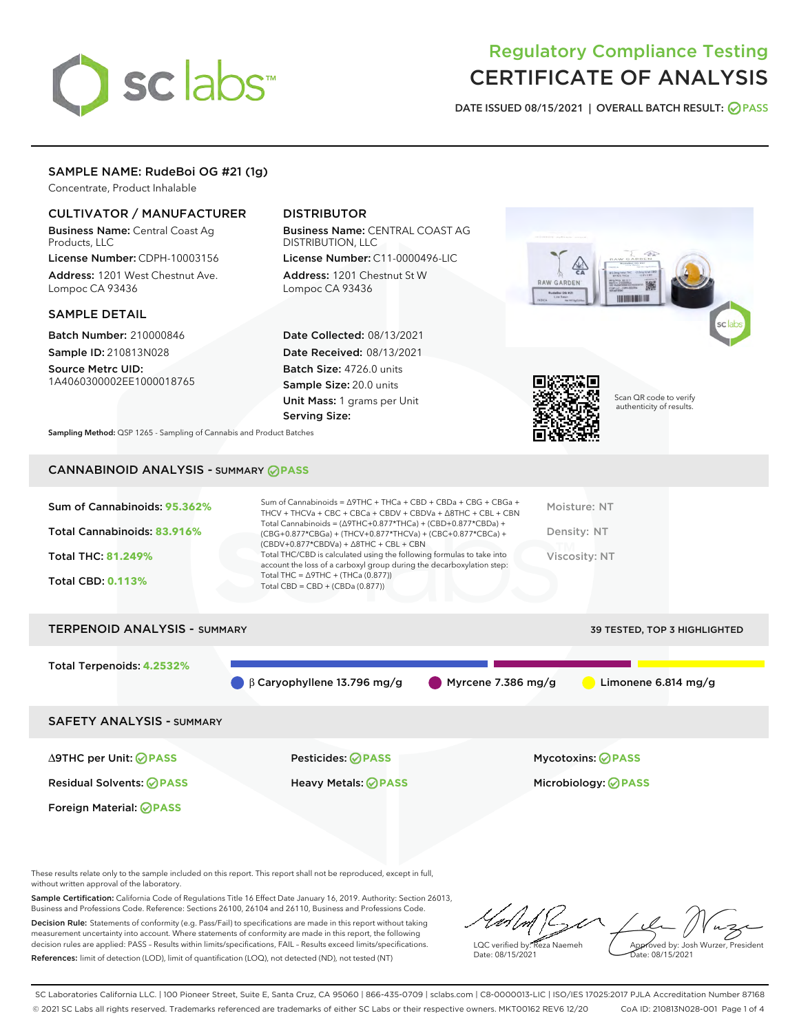# Regulatory Compliance Testing
# CERTIFICATE OF ANALYSIS

DATE ISSUED 08/15/2021 | OVERALL BATCH RESULT: PASS

## SAMPLE NAME: RudeBoi OG #21 (1g)

Concentrate, Product Inhalable

### CULTIVATOR / MANUFACTURER

**Business Name:** Central Coast Ag Products, LLC

**License Number:** CDPH-10003156

**Address:** 1201 West Chestnut Ave. Lompoc CA 93436

### DISTRIBUTOR

**Business Name:** CENTRAL COAST AG DISTRIBUTION, LLC

**License Number:** C11-0000496-LIC

**Address:** 1201 Chestnut St W Lompoc CA 93436

### SAMPLE DETAIL

**Batch Number:** 210000846

**Sample ID:** 210813N028

**Source Metrc UID:** 1A4060300002EE1000018765

**Date Collected:** 08/13/2021

**Date Received:** 08/13/2021

**Batch Size:** 4726.0 units

**Sample Size:** 20.0 units

**Unit Mass:** 1 grams per Unit

**Serving Size:**

Scan QR code to verify authenticity of results.

**Sampling Method:** QSP 1265 - Sampling of Cannabis and Product Batches

## CANNABINOID ANALYSIS - SUMMARY PASS

Sum of Cannabinoids: **95.362%**

Total Cannabinoids: **83.916%**

Total THC: **81.249%**

Total CBD: **0.113%**

Sum of Cannabinoids = Δ9THC + THCa + CBD + CBDa + CBG + CBGa + THCV + THCVa + CBC + CBCa + CBDV + CBDVa + Δ8THC + CBL + CBN

Total Cannabinoids = (Δ9THC+0.877*THCa) + (CBD+0.877*CBDa) + (CBG+0.877*CBGa) + (THCV+0.877*THCVa) + (CBC+0.877*CBCa) + (CBDV+0.877*CBDVa) + Δ8THC + CBL + CBN

Total THC/CBD is calculated using the following formulas to take into account the loss of a carboxyl group during the decarboxylation step:

Total THC = Δ9THC + (THCa (0.877))

Total CBD = CBD + (CBDa (0.877))

Moisture: NT

Density: NT

Viscosity: NT

## TERPENOID ANALYSIS - SUMMARY

39 TESTED, TOP 3 HIGHLIGHTED

Total Terpenoids: **4.2532%**

β Caryophyllene 13.796 mg/g | Myrcene 7.386 mg/g | Limonene 6.814 mg/g

## SAFETY ANALYSIS - SUMMARY

Δ9THC per Unit: PASS

Pesticides: PASS

Mycotoxins: PASS

Residual Solvents: PASS

Heavy Metals: PASS

Microbiology: PASS

Foreign Material: PASS

These results relate only to the sample included on this report. This report shall not be reproduced, except in full, without written approval of the laboratory.

**Sample Certification:** California Code of Regulations Title 16 Effect Date January 16, 2019. Authority: Section 26013, Business and Professions Code. Reference: Sections 26100, 26104 and 26110, Business and Professions Code.

**Decision Rule:** Statements of conformity (e.g. Pass/Fail) to specifications are made in this report without taking measurement uncertainty into account. Where statements of conformity are made in this report, the following decision rules are applied: PASS – Results within limits/specifications, FAIL – Results exceed limits/specifications.

**References:** limit of detection (LOD), limit of quantification (LOQ), not detected (ND), not tested (NT)

LQC verified by: Reza Naemeh
Date: 08/15/2021

Approved by: Josh Wurzer, President
Date: 08/15/2021

SC Laboratories California LLC. | 100 Pioneer Street, Suite E, Santa Cruz, CA 95060 | 866-435-0709 | sclabs.com | C8-0000013-LIC | ISO/IES 17025:2017 PJLA Accreditation Number 87168
© 2021 SC Labs all rights reserved. Trademarks referenced are trademarks of either SC Labs or their respective owners. MKT00162 REV6 12/20 CoA ID: 210813N028-001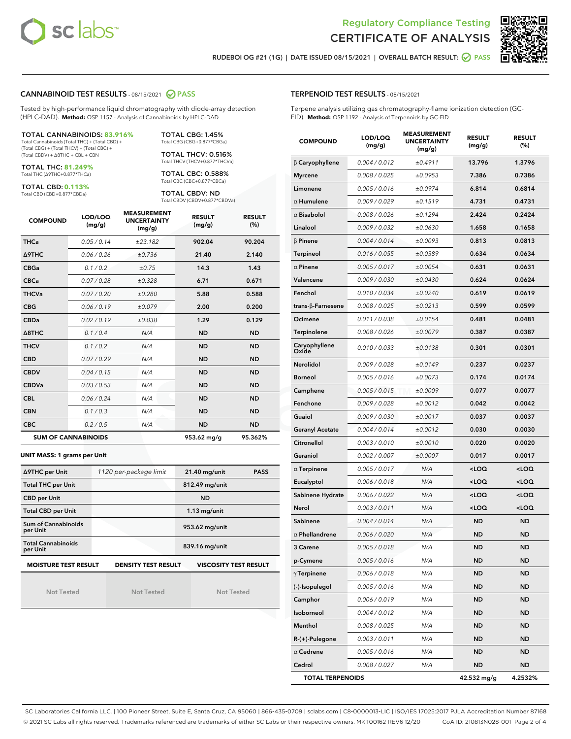# Regulatory Compliance Testing
# CERTIFICATE OF ANALYSIS

RUDEBOI OG #21 (1G) | DATE ISSUED 08/15/2021 | OVERALL BATCH RESULT: PASS

## CANNABINOID TEST RESULTS - 08/15/2021 PASS

Tested by high-performance liquid chromatography with diode-array detection (HPLC-DAD). **Method:** QSP 1157 - Analysis of Cannabinoids by HPLC-DAD

**TOTAL CANNABINOIDS: 83.916%**
Total Cannabinoids (Total THC) + (Total CBD) + (Total CBG) + (Total THCV) + (Total CBC) + (Total CBDV) + Δ8THC + CBL + CBN

**TOTAL THC: 81.249%**
Total THC (Δ9THC+0.877*THCa)

**TOTAL CBD: 0.113%**
Total CBD (CBD+0.877*CBDa)

**TOTAL CBG: 1.45%**
Total CBG (CBG+0.877*CBGa)

**TOTAL THCV: 0.516%**
Total THCV (THCV+0.877*THCVa)

**TOTAL CBC: 0.588%**
Total CBC (CBC+0.877*CBCa)

**TOTAL CBDV: ND**
Total CBDV (CBDV+0.877*CBDVa)

| COMPOUND | LOD/LOQ (mg/g) | MEASUREMENT UNCERTAINTY (mg/g) | RESULT (mg/g) | RESULT (%) |
|---|---|---|---|---|
| THCa | 0.05 / 0.14 | ±23.182 | 902.04 | 90.204 |
| Δ9THC | 0.06 / 0.26 | ±0.736 | 21.40 | 2.140 |
| CBGa | 0.1 / 0.2 | ±0.75 | 14.3 | 1.43 |
| CBCa | 0.07 / 0.28 | ±0.328 | 6.71 | 0.671 |
| THCVa | 0.07 / 0.20 | ±0.280 | 5.88 | 0.588 |
| CBG | 0.06 / 0.19 | ±0.079 | 2.00 | 0.200 |
| CBDa | 0.02 / 0.19 | ±0.038 | 1.29 | 0.129 |
| Δ8THC | 0.1 / 0.4 | N/A | ND | ND |
| THCV | 0.1 / 0.2 | N/A | ND | ND |
| CBD | 0.07 / 0.29 | N/A | ND | ND |
| CBDV | 0.04 / 0.15 | N/A | ND | ND |
| CBDVa | 0.03 / 0.53 | N/A | ND | ND |
| CBL | 0.06 / 0.24 | N/A | ND | ND |
| CBN | 0.1 / 0.3 | N/A | ND | ND |
| CBC | 0.2 / 0.5 | N/A | ND | ND |
| **SUM OF CANNABINOIDS** | | | **953.62 mg/g** | **95.362%** |

### UNIT MASS: 1 grams per Unit

| | | | |
|---|---|---|---|
| Δ9THC per Unit | 1120 per-package limit | 21.40 mg/unit | PASS |
| Total THC per Unit | | 812.49 mg/unit | |
| CBD per Unit | | ND | |
| Total CBD per Unit | | 1.13 mg/unit | |
| Sum of Cannabinoids per Unit | | 953.62 mg/unit | |
| Total Cannabinoids per Unit | | 839.16 mg/unit | |

| MOISTURE TEST RESULT | DENSITY TEST RESULT | VISCOSITY TEST RESULT |
|---|---|---|
| Not Tested | Not Tested | Not Tested |

## TERPENOID TEST RESULTS - 08/15/2021

Terpene analysis utilizing gas chromatography-flame ionization detection (GC-FID). **Method:** QSP 1192 - Analysis of Terpenoids by GC-FID

| COMPOUND | LOD/LOQ (mg/g) | MEASUREMENT UNCERTAINTY (mg/g) | RESULT (mg/g) | RESULT (%) |
|---|---|---|---|---|
| β Caryophyllene | 0.004 / 0.012 | ±0.4911 | 13.796 | 1.3796 |
| Myrcene | 0.008 / 0.025 | ±0.0953 | 7.386 | 0.7386 |
| Limonene | 0.005 / 0.016 | ±0.0974 | 6.814 | 0.6814 |
| α Humulene | 0.009 / 0.029 | ±0.1519 | 4.731 | 0.4731 |
| α Bisabolol | 0.008 / 0.026 | ±0.1294 | 2.424 | 0.2424 |
| Linalool | 0.009 / 0.032 | ±0.0630 | 1.658 | 0.1658 |
| β Pinene | 0.004 / 0.014 | ±0.0093 | 0.813 | 0.0813 |
| Terpineol | 0.016 / 0.055 | ±0.0389 | 0.634 | 0.0634 |
| α Pinene | 0.005 / 0.017 | ±0.0054 | 0.631 | 0.0631 |
| Valencene | 0.009 / 0.030 | ±0.0430 | 0.624 | 0.0624 |
| Fenchol | 0.010 / 0.034 | ±0.0240 | 0.619 | 0.0619 |
| trans-β-Farnesene | 0.008 / 0.025 | ±0.0213 | 0.599 | 0.0599 |
| Ocimene | 0.011 / 0.038 | ±0.0154 | 0.481 | 0.0481 |
| Terpinolene | 0.008 / 0.026 | ±0.0079 | 0.387 | 0.0387 |
| Caryophyllene Oxide | 0.010 / 0.033 | ±0.0138 | 0.301 | 0.0301 |
| Nerolidol | 0.009 / 0.028 | ±0.0149 | 0.237 | 0.0237 |
| Borneol | 0.005 / 0.016 | ±0.0073 | 0.174 | 0.0174 |
| Camphene | 0.005 / 0.015 | ±0.0009 | 0.077 | 0.0077 |
| Fenchone | 0.009 / 0.028 | ±0.0012 | 0.042 | 0.0042 |
| Guaiol | 0.009 / 0.030 | ±0.0017 | 0.037 | 0.0037 |
| Geranyl Acetate | 0.004 / 0.014 | ±0.0012 | 0.030 | 0.0030 |
| Citronellol | 0.003 / 0.010 | ±0.0010 | 0.020 | 0.0020 |
| Geraniol | 0.002 / 0.007 | ±0.0007 | 0.017 | 0.0017 |
| α Terpinene | 0.005 / 0.017 | N/A | <LOQ | <LOQ |
| Eucalyptol | 0.006 / 0.018 | N/A | <LOQ | <LOQ |
| Sabinene Hydrate | 0.006 / 0.022 | N/A | <LOQ | <LOQ |
| Nerol | 0.003 / 0.011 | N/A | <LOQ | <LOQ |
| Sabinene | 0.004 / 0.014 | N/A | ND | ND |
| α Phellandrene | 0.006 / 0.020 | N/A | ND | ND |
| 3 Carene | 0.005 / 0.018 | N/A | ND | ND |
| p-Cymene | 0.005 / 0.016 | N/A | ND | ND |
| γ Terpinene | 0.006 / 0.018 | N/A | ND | ND |
| (-)-Isopulegol | 0.005 / 0.016 | N/A | ND | ND |
| Camphor | 0.006 / 0.019 | N/A | ND | ND |
| Isoborneol | 0.004 / 0.012 | N/A | ND | ND |
| Menthol | 0.008 / 0.025 | N/A | ND | ND |
| R-(+)-Pulegone | 0.003 / 0.011 | N/A | ND | ND |
| α Cedrene | 0.005 / 0.016 | N/A | ND | ND |
| Cedrol | 0.008 / 0.027 | N/A | ND | ND |
| **TOTAL TERPENOIDS** | | | **42.532 mg/g** | **4.2532%** |

SC Laboratories California LLC. | 100 Pioneer Street, Suite E, Santa Cruz, CA 95060 | 866-435-0709 | sclabs.com | C8-0000013-LIC | ISO/IES 17025:2017 PJLA Accreditation Number 87168
© 2021 SC Labs all rights reserved. Trademarks referenced are trademarks of either SC Labs or their respective owners. MKT00162 REV6 12/20 CoA ID: 210813N028-001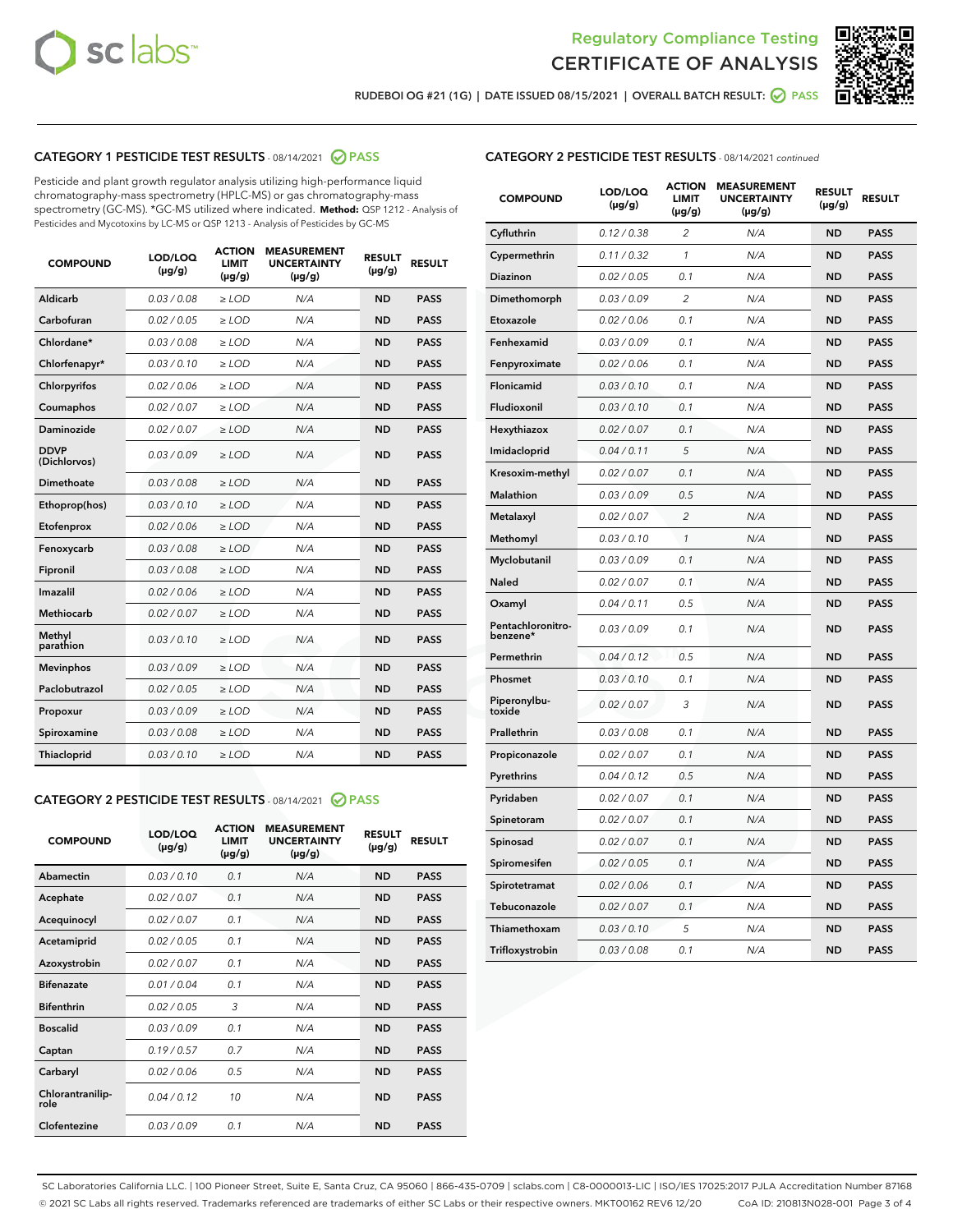Regulatory Compliance Testing
CERTIFICATE OF ANALYSIS

RUDEBOI OG #21 (1G) | DATE ISSUED 08/15/2021 | OVERALL BATCH RESULT: PASS

## CATEGORY 1 PESTICIDE TEST RESULTS - 08/14/2021 PASS

Pesticide and plant growth regulator analysis utilizing high-performance liquid chromatography-mass spectrometry (HPLC-MS) or gas chromatography-mass spectrometry (GC-MS). *GC-MS utilized where indicated. **Method:** QSP 1212 - Analysis of Pesticides and Mycotoxins by LC-MS or QSP 1213 - Analysis of Pesticides by GC-MS

| COMPOUND | LOD/LOQ (µg/g) | ACTION LIMIT (µg/g) | MEASUREMENT UNCERTAINTY (µg/g) | RESULT (µg/g) | RESULT |
|---|---|---|---|---|---|
| Aldicarb | 0.03 / 0.08 | ≥ LOD | N/A | ND | PASS |
| Carbofuran | 0.02 / 0.05 | ≥ LOD | N/A | ND | PASS |
| Chlordane* | 0.03 / 0.08 | ≥ LOD | N/A | ND | PASS |
| Chlorfenapyr* | 0.03 / 0.10 | ≥ LOD | N/A | ND | PASS |
| Chlorpyrifos | 0.02 / 0.06 | ≥ LOD | N/A | ND | PASS |
| Coumaphos | 0.02 / 0.07 | ≥ LOD | N/A | ND | PASS |
| Daminozide | 0.02 / 0.07 | ≥ LOD | N/A | ND | PASS |
| DDVP (Dichlorvos) | 0.03 / 0.09 | ≥ LOD | N/A | ND | PASS |
| Dimethoate | 0.03 / 0.08 | ≥ LOD | N/A | ND | PASS |
| Ethoprop(hos) | 0.03 / 0.10 | ≥ LOD | N/A | ND | PASS |
| Etofenprox | 0.02 / 0.06 | ≥ LOD | N/A | ND | PASS |
| Fenoxycarb | 0.03 / 0.08 | ≥ LOD | N/A | ND | PASS |
| Fipronil | 0.03 / 0.08 | ≥ LOD | N/A | ND | PASS |
| Imazalil | 0.02 / 0.06 | ≥ LOD | N/A | ND | PASS |
| Methiocarb | 0.02 / 0.07 | ≥ LOD | N/A | ND | PASS |
| Methyl parathion | 0.03 / 0.10 | ≥ LOD | N/A | ND | PASS |
| Mevinphos | 0.03 / 0.09 | ≥ LOD | N/A | ND | PASS |
| Paclobutrazol | 0.02 / 0.05 | ≥ LOD | N/A | ND | PASS |
| Propoxur | 0.03 / 0.09 | ≥ LOD | N/A | ND | PASS |
| Spiroxamine | 0.03 / 0.08 | ≥ LOD | N/A | ND | PASS |
| Thiacloprid | 0.03 / 0.10 | ≥ LOD | N/A | ND | PASS |

## CATEGORY 2 PESTICIDE TEST RESULTS - 08/14/2021 PASS

| COMPOUND | LOD/LOQ (µg/g) | ACTION LIMIT (µg/g) | MEASUREMENT UNCERTAINTY (µg/g) | RESULT (µg/g) | RESULT |
|---|---|---|---|---|---|
| Abamectin | 0.03 / 0.10 | 0.1 | N/A | ND | PASS |
| Acephate | 0.02 / 0.07 | 0.1 | N/A | ND | PASS |
| Acequinocyl | 0.02 / 0.07 | 0.1 | N/A | ND | PASS |
| Acetamiprid | 0.02 / 0.05 | 0.1 | N/A | ND | PASS |
| Azoxystrobin | 0.02 / 0.07 | 0.1 | N/A | ND | PASS |
| Bifenazate | 0.01 / 0.04 | 0.1 | N/A | ND | PASS |
| Bifenthrin | 0.02 / 0.05 | 3 | N/A | ND | PASS |
| Boscalid | 0.03 / 0.09 | 0.1 | N/A | ND | PASS |
| Captan | 0.19 / 0.57 | 0.7 | N/A | ND | PASS |
| Carbaryl | 0.02 / 0.06 | 0.5 | N/A | ND | PASS |
| Chlorantraniliprole | 0.04 / 0.12 | 10 | N/A | ND | PASS |
| Clofentezine | 0.03 / 0.09 | 0.1 | N/A | ND | PASS |
| Cyfluthrin | 0.12 / 0.38 | 2 | N/A | ND | PASS |
| Cypermethrin | 0.11 / 0.32 | 1 | N/A | ND | PASS |
| Diazinon | 0.02 / 0.05 | 0.1 | N/A | ND | PASS |
| Dimethomorph | 0.03 / 0.09 | 2 | N/A | ND | PASS |
| Etoxazole | 0.02 / 0.06 | 0.1 | N/A | ND | PASS |
| Fenhexamid | 0.03 / 0.09 | 0.1 | N/A | ND | PASS |
| Fenpyroximate | 0.02 / 0.06 | 0.1 | N/A | ND | PASS |
| Flonicamid | 0.03 / 0.10 | 0.1 | N/A | ND | PASS |
| Fludioxonil | 0.03 / 0.10 | 0.1 | N/A | ND | PASS |
| Hexythiazox | 0.02 / 0.07 | 0.1 | N/A | ND | PASS |
| Imidacloprid | 0.04 / 0.11 | 5 | N/A | ND | PASS |
| Kresoxim-methyl | 0.02 / 0.07 | 0.1 | N/A | ND | PASS |
| Malathion | 0.03 / 0.09 | 0.5 | N/A | ND | PASS |
| Metalaxyl | 0.02 / 0.07 | 2 | N/A | ND | PASS |
| Methomyl | 0.03 / 0.10 | 1 | N/A | ND | PASS |
| Myclobutanil | 0.03 / 0.09 | 0.1 | N/A | ND | PASS |
| Naled | 0.02 / 0.07 | 0.1 | N/A | ND | PASS |
| Oxamyl | 0.04 / 0.11 | 0.5 | N/A | ND | PASS |
| Pentachloronitrobenzene* | 0.03 / 0.09 | 0.1 | N/A | ND | PASS |
| Permethrin | 0.04 / 0.12 | 0.5 | N/A | ND | PASS |
| Phosmet | 0.03 / 0.10 | 0.1 | N/A | ND | PASS |
| Piperonylbutoxide | 0.02 / 0.07 | 3 | N/A | ND | PASS |
| Prallethrin | 0.03 / 0.08 | 0.1 | N/A | ND | PASS |
| Propiconazole | 0.02 / 0.07 | 0.1 | N/A | ND | PASS |
| Pyrethrins | 0.04 / 0.12 | 0.5 | N/A | ND | PASS |
| Pyridaben | 0.02 / 0.07 | 0.1 | N/A | ND | PASS |
| Spinetoram | 0.02 / 0.07 | 0.1 | N/A | ND | PASS |
| Spinosad | 0.02 / 0.07 | 0.1 | N/A | ND | PASS |
| Spiromesifen | 0.02 / 0.05 | 0.1 | N/A | ND | PASS |
| Spirotetramat | 0.02 / 0.06 | 0.1 | N/A | ND | PASS |
| Tebuconazole | 0.02 / 0.07 | 0.1 | N/A | ND | PASS |
| Thiamethoxam | 0.03 / 0.10 | 5 | N/A | ND | PASS |
| Trifloxystrobin | 0.03 / 0.08 | 0.1 | N/A | ND | PASS |

SC Laboratories California LLC. | 100 Pioneer Street, Suite E, Santa Cruz, CA 95060 | 866-435-0709 | sclabs.com | C8-0000013-LIC | ISO/IES 17025:2017 PJLA Accreditation Number 87168
© 2021 SC Labs all rights reserved. Trademarks referenced are trademarks of either SC Labs or their respective owners. MKT00162 REV6 12/20 CoA ID: 210813N028-001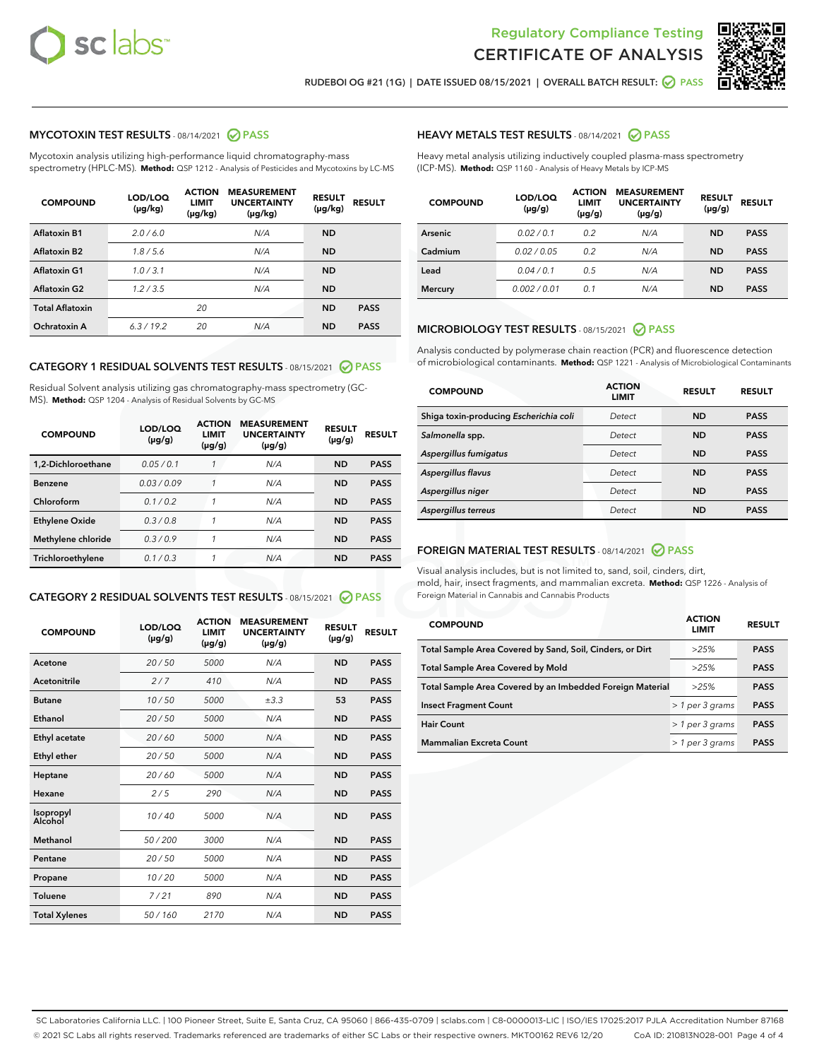# Regulatory Compliance Testing
# CERTIFICATE OF ANALYSIS

RUDEBOI OG #21 (1G) | DATE ISSUED 08/15/2021 | OVERALL BATCH RESULT: PASS

## MYCOTOXIN TEST RESULTS - 08/14/2021 PASS

Mycotoxin analysis utilizing high-performance liquid chromatography-mass spectrometry (HPLC-MS). **Method:** QSP 1212 - Analysis of Pesticides and Mycotoxins by LC-MS

| COMPOUND | LOD/LOQ (µg/kg) | ACTION LIMIT (µg/kg) | MEASUREMENT UNCERTAINTY (µg/kg) | RESULT (µg/kg) | RESULT |
|---|---|---|---|---|---|
| Aflatoxin B1 | 2.0 / 6.0 | | N/A | ND | |
| Aflatoxin B2 | 1.8 / 5.6 | | N/A | ND | |
| Aflatoxin G1 | 1.0 / 3.1 | | N/A | ND | |
| Aflatoxin G2 | 1.2 / 3.5 | | N/A | ND | |
| Total Aflatoxin | | 20 | | ND | PASS |
| Ochratoxin A | 6.3 / 19.2 | 20 | N/A | ND | PASS |

## CATEGORY 1 RESIDUAL SOLVENTS TEST RESULTS - 08/15/2021 PASS

Residual Solvent analysis utilizing gas chromatography-mass spectrometry (GC-MS). **Method:** QSP 1204 - Analysis of Residual Solvents by GC-MS

| COMPOUND | LOD/LOQ (µg/g) | ACTION LIMIT (µg/g) | MEASUREMENT UNCERTAINTY (µg/g) | RESULT (µg/g) | RESULT |
|---|---|---|---|---|---|
| 1,2-Dichloroethane | 0.05 / 0.1 | 1 | N/A | ND | PASS |
| Benzene | 0.03 / 0.09 | 1 | N/A | ND | PASS |
| Chloroform | 0.1 / 0.2 | 1 | N/A | ND | PASS |
| Ethylene Oxide | 0.3 / 0.8 | 1 | N/A | ND | PASS |
| Methylene chloride | 0.3 / 0.9 | 1 | N/A | ND | PASS |
| Trichloroethylene | 0.1 / 0.3 | 1 | N/A | ND | PASS |

## CATEGORY 2 RESIDUAL SOLVENTS TEST RESULTS - 08/15/2021 PASS

| COMPOUND | LOD/LOQ (µg/g) | ACTION LIMIT (µg/g) | MEASUREMENT UNCERTAINTY (µg/g) | RESULT (µg/g) | RESULT |
|---|---|---|---|---|---|
| Acetone | 20 / 50 | 5000 | N/A | ND | PASS |
| Acetonitrile | 2 / 7 | 410 | N/A | ND | PASS |
| Butane | 10 / 50 | 5000 | ±3.3 | 53 | PASS |
| Ethanol | 20 / 50 | 5000 | N/A | ND | PASS |
| Ethyl acetate | 20 / 60 | 5000 | N/A | ND | PASS |
| Ethyl ether | 20 / 50 | 5000 | N/A | ND | PASS |
| Heptane | 20 / 60 | 5000 | N/A | ND | PASS |
| Hexane | 2 / 5 | 290 | N/A | ND | PASS |
| Isopropyl Alcohol | 10 / 40 | 5000 | N/A | ND | PASS |
| Methanol | 50 / 200 | 3000 | N/A | ND | PASS |
| Pentane | 20 / 50 | 5000 | N/A | ND | PASS |
| Propane | 10 / 20 | 5000 | N/A | ND | PASS |
| Toluene | 7 / 21 | 890 | N/A | ND | PASS |
| Total Xylenes | 50 / 160 | 2170 | N/A | ND | PASS |

## HEAVY METALS TEST RESULTS - 08/14/2021 PASS

Heavy metal analysis utilizing inductively coupled plasma-mass spectrometry (ICP-MS). **Method:** QSP 1160 - Analysis of Heavy Metals by ICP-MS

| COMPOUND | LOD/LOQ (µg/g) | ACTION LIMIT (µg/g) | MEASUREMENT UNCERTAINTY (µg/g) | RESULT (µg/g) | RESULT |
|---|---|---|---|---|---|
| Arsenic | 0.02 / 0.1 | 0.2 | N/A | ND | PASS |
| Cadmium | 0.02 / 0.05 | 0.2 | N/A | ND | PASS |
| Lead | 0.04 / 0.1 | 0.5 | N/A | ND | PASS |
| Mercury | 0.002 / 0.01 | 0.1 | N/A | ND | PASS |

## MICROBIOLOGY TEST RESULTS - 08/15/2021 PASS

Analysis conducted by polymerase chain reaction (PCR) and fluorescence detection of microbiological contaminants. **Method:** QSP 1221 - Analysis of Microbiological Contaminants

| COMPOUND | ACTION LIMIT | RESULT | RESULT |
|---|---|---|---|
| Shiga toxin-producing *Escherichia coli* | Detect | ND | PASS |
| *Salmonella* spp. | Detect | ND | PASS |
| *Aspergillus fumigatus* | Detect | ND | PASS |
| *Aspergillus flavus* | Detect | ND | PASS |
| *Aspergillus niger* | Detect | ND | PASS |
| *Aspergillus terreus* | Detect | ND | PASS |

## FOREIGN MATERIAL TEST RESULTS - 08/14/2021 PASS

Visual analysis includes, but is not limited to, sand, soil, cinders, dirt, mold, hair, insect fragments, and mammalian excreta. **Method:** QSP 1226 - Analysis of Foreign Material in Cannabis and Cannabis Products

| COMPOUND | ACTION LIMIT | RESULT |
|---|---|---|
| Total Sample Area Covered by Sand, Soil, Cinders, or Dirt | >25% | PASS |
| Total Sample Area Covered by Mold | >25% | PASS |
| Total Sample Area Covered by an Imbedded Foreign Material | >25% | PASS |
| Insect Fragment Count | > 1 per 3 grams | PASS |
| Hair Count | > 1 per 3 grams | PASS |
| Mammalian Excreta Count | > 1 per 3 grams | PASS |

SC Laboratories California LLC. | 100 Pioneer Street, Suite E, Santa Cruz, CA 95060 | 866-435-0709 | sclabs.com | C8-0000013-LIC | ISO/IES 17025:2017 PJLA Accreditation Number 87168
© 2021 SC Labs all rights reserved. Trademarks referenced are trademarks of either SC Labs or their respective owners. MKT00162 REV6 12/20 CoA ID: 210813N028-001